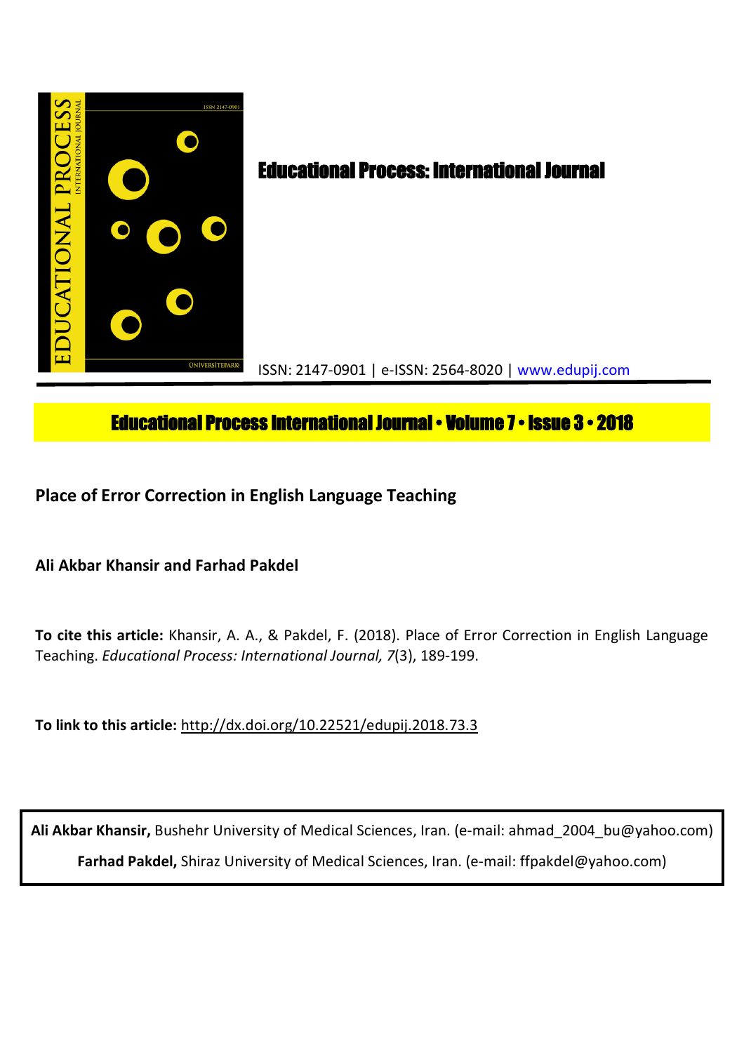# Educational Process: International Journal

ISSN: 2147-0901 | e-ISSN: 2564-8020 | www.edupij.com

**Educational Process International Journal • Volume 7 • Issue 3 • 2018**

## Place of Error Correction in English Language Teaching

**Ali Akbar Khansir and Farhad Pakdel**

**To cite this article:** Khansir, A. A., & Pakdel, F. (2018). Place of Error Correction in English Language Teaching. *Educational Process: International Journal, 7*(3), 189-199.

**To link to this article:** http://dx.doi.org/10.22521/edupij.2018.73.3

**Ali Akbar Khansir,** Bushehr University of Medical Sciences, Iran. (e-mail: ahmad_2004_bu@yahoo.com)

**Farhad Pakdel,** Shiraz University of Medical Sciences, Iran. (e-mail: ffpakdel@yahoo.com)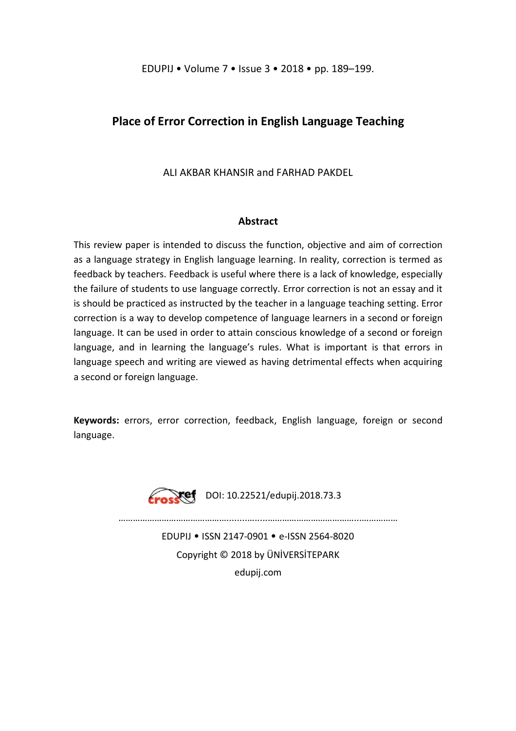# Place of Error Correction in English Language Teaching

ALI AKBAR KHANSIR and FARHAD PAKDEL

## Abstract

This review paper is intended to discuss the function, objective and aim of correction as a language strategy in English language learning. In reality, correction is termed as feedback by teachers. Feedback is useful where there is a lack of knowledge, especially the failure of students to use language correctly. Error correction is not an essay and it is should be practiced as instructed by the teacher in a language teaching setting. Error correction is a way to develop competence of language learners in a second or foreign language. It can be used in order to attain conscious knowledge of a second or foreign language, and in learning the language's rules. What is important is that errors in language speech and writing are viewed as having detrimental effects when acquiring a second or foreign language.

**Keywords:** errors, error correction, feedback, English language, foreign or second language.

DOI: 10.22521/edupij.2018.73.3

EDUPIJ • ISSN 2147-0901 • e-ISSN 2564-8020

Copyright © 2018 by ÜNİVERSİTEPARK

edupij.com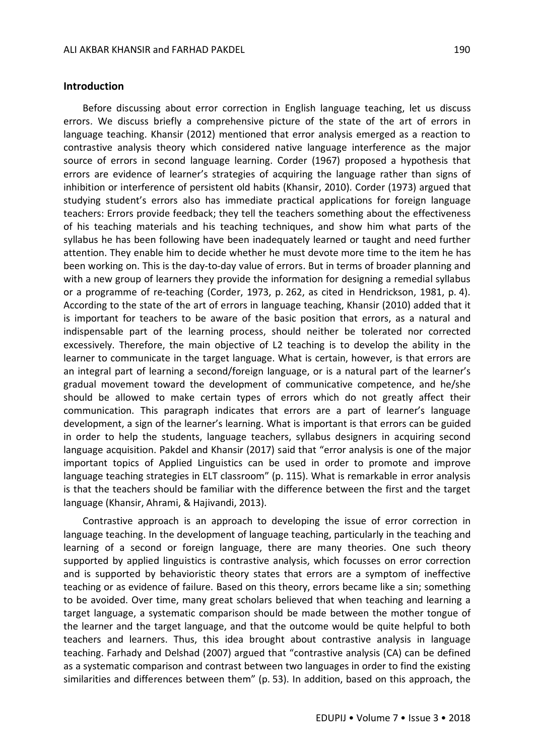## Introduction

Before discussing about error correction in English language teaching, let us discuss errors. We discuss briefly a comprehensive picture of the state of the art of errors in language teaching. Khansir (2012) mentioned that error analysis emerged as a reaction to contrastive analysis theory which considered native language interference as the major source of errors in second language learning. Corder (1967) proposed a hypothesis that errors are evidence of learner's strategies of acquiring the language rather than signs of inhibition or interference of persistent old habits (Khansir, 2010). Corder (1973) argued that studying student's errors also has immediate practical applications for foreign language teachers: Errors provide feedback; they tell the teachers something about the effectiveness of his teaching materials and his teaching techniques, and show him what parts of the syllabus he has been following have been inadequately learned or taught and need further attention. They enable him to decide whether he must devote more time to the item he has been working on. This is the day-to-day value of errors. But in terms of broader planning and with a new group of learners they provide the information for designing a remedial syllabus or a programme of re-teaching (Corder, 1973, p. 262, as cited in Hendrickson, 1981, p. 4). According to the state of the art of errors in language teaching, Khansir (2010) added that it is important for teachers to be aware of the basic position that errors, as a natural and indispensable part of the learning process, should neither be tolerated nor corrected excessively. Therefore, the main objective of L2 teaching is to develop the ability in the learner to communicate in the target language. What is certain, however, is that errors are an integral part of learning a second/foreign language, or is a natural part of the learner's gradual movement toward the development of communicative competence, and he/she should be allowed to make certain types of errors which do not greatly affect their communication. This paragraph indicates that errors are a part of learner's language development, a sign of the learner's learning. What is important is that errors can be guided in order to help the students, language teachers, syllabus designers in acquiring second language acquisition. Pakdel and Khansir (2017) said that "error analysis is one of the major important topics of Applied Linguistics can be used in order to promote and improve language teaching strategies in ELT classroom" (p. 115). What is remarkable in error analysis is that the teachers should be familiar with the difference between the first and the target language (Khansir, Ahrami, & Hajivandi, 2013).

Contrastive approach is an approach to developing the issue of error correction in language teaching. In the development of language teaching, particularly in the teaching and learning of a second or foreign language, there are many theories. One such theory supported by applied linguistics is contrastive analysis, which focusses on error correction and is supported by behavioristic theory states that errors are a symptom of ineffective teaching or as evidence of failure. Based on this theory, errors became like a sin; something to be avoided. Over time, many great scholars believed that when teaching and learning a target language, a systematic comparison should be made between the mother tongue of the learner and the target language, and that the outcome would be quite helpful to both teachers and learners. Thus, this idea brought about contrastive analysis in language teaching. Farhady and Delshad (2007) argued that "contrastive analysis (CA) can be defined as a systematic comparison and contrast between two languages in order to find the existing similarities and differences between them" (p. 53). In addition, based on this approach, the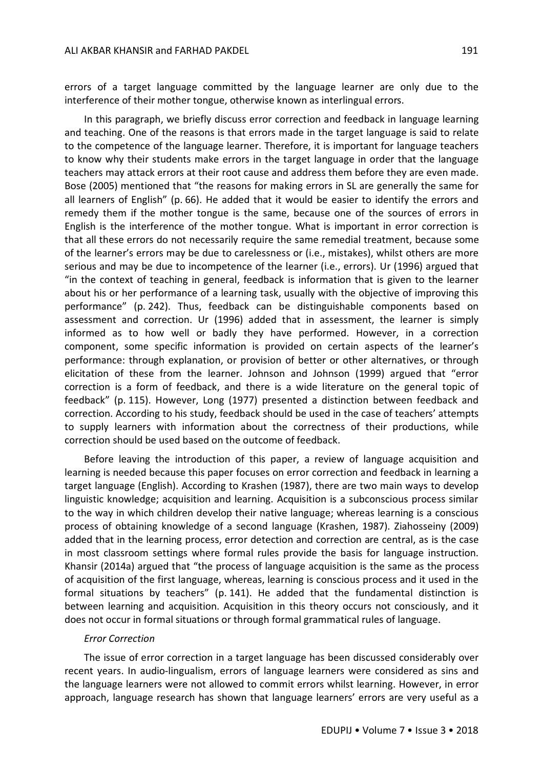errors of a target language committed by the language learner are only due to the interference of their mother tongue, otherwise known as interlingual errors.

In this paragraph, we briefly discuss error correction and feedback in language learning and teaching. One of the reasons is that errors made in the target language is said to relate to the competence of the language learner. Therefore, it is important for language teachers to know why their students make errors in the target language in order that the language teachers may attack errors at their root cause and address them before they are even made. Bose (2005) mentioned that "the reasons for making errors in SL are generally the same for all learners of English" (p. 66). He added that it would be easier to identify the errors and remedy them if the mother tongue is the same, because one of the sources of errors in English is the interference of the mother tongue. What is important in error correction is that all these errors do not necessarily require the same remedial treatment, because some of the learner's errors may be due to carelessness or (i.e., mistakes), whilst others are more serious and may be due to incompetence of the learner (i.e., errors). Ur (1996) argued that "in the context of teaching in general, feedback is information that is given to the learner about his or her performance of a learning task, usually with the objective of improving this performance" (p. 242). Thus, feedback can be distinguishable components based on assessment and correction. Ur (1996) added that in assessment, the learner is simply informed as to how well or badly they have performed. However, in a correction component, some specific information is provided on certain aspects of the learner's performance: through explanation, or provision of better or other alternatives, or through elicitation of these from the learner. Johnson and Johnson (1999) argued that "error correction is a form of feedback, and there is a wide literature on the general topic of feedback" (p. 115). However, Long (1977) presented a distinction between feedback and correction. According to his study, feedback should be used in the case of teachers' attempts to supply learners with information about the correctness of their productions, while correction should be used based on the outcome of feedback.

Before leaving the introduction of this paper, a review of language acquisition and learning is needed because this paper focuses on error correction and feedback in learning a target language (English). According to Krashen (1987), there are two main ways to develop linguistic knowledge; acquisition and learning. Acquisition is a subconscious process similar to the way in which children develop their native language; whereas learning is a conscious process of obtaining knowledge of a second language (Krashen, 1987). Ziahosseiny (2009) added that in the learning process, error detection and correction are central, as is the case in most classroom settings where formal rules provide the basis for language instruction. Khansir (2014a) argued that "the process of language acquisition is the same as the process of acquisition of the first language, whereas, learning is conscious process and it used in the formal situations by teachers" (p. 141). He added that the fundamental distinction is between learning and acquisition. Acquisition in this theory occurs not consciously, and it does not occur in formal situations or through formal grammatical rules of language.

*Error Correction*

The issue of error correction in a target language has been discussed considerably over recent years. In audio-lingualism, errors of language learners were considered as sins and the language learners were not allowed to commit errors whilst learning. However, in error approach, language research has shown that language learners' errors are very useful as a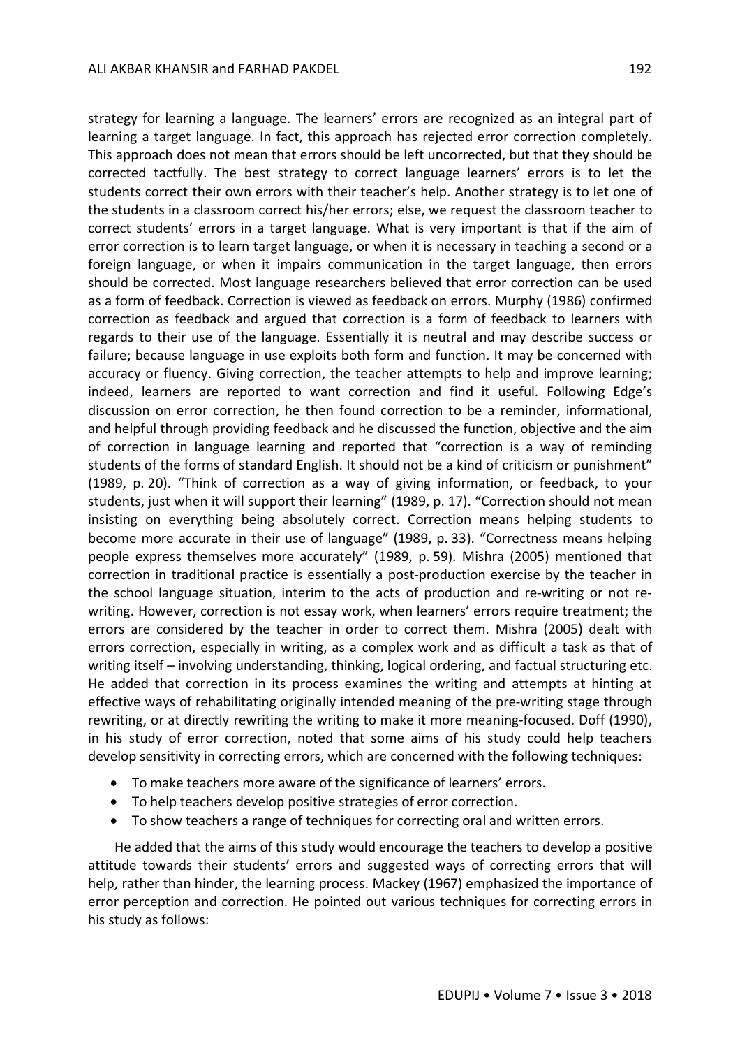strategy for learning a language. The learners' errors are recognized as an integral part of learning a target language. In fact, this approach has rejected error correction completely. This approach does not mean that errors should be left uncorrected, but that they should be corrected tactfully. The best strategy to correct language learners' errors is to let the students correct their own errors with their teacher's help. Another strategy is to let one of the students in a classroom correct his/her errors; else, we request the classroom teacher to correct students' errors in a target language. What is very important is that if the aim of error correction is to learn target language, or when it is necessary in teaching a second or a foreign language, or when it impairs communication in the target language, then errors should be corrected. Most language researchers believed that error correction can be used as a form of feedback. Correction is viewed as feedback on errors. Murphy (1986) confirmed correction as feedback and argued that correction is a form of feedback to learners with regards to their use of the language. Essentially it is neutral and may describe success or failure; because language in use exploits both form and function. It may be concerned with accuracy or fluency. Giving correction, the teacher attempts to help and improve learning; indeed, learners are reported to want correction and find it useful. Following Edge's discussion on error correction, he then found correction to be a reminder, informational, and helpful through providing feedback and he discussed the function, objective and the aim of correction in language learning and reported that "correction is a way of reminding students of the forms of standard English. It should not be a kind of criticism or punishment" (1989, p. 20). "Think of correction as a way of giving information, or feedback, to your students, just when it will support their learning" (1989, p. 17). "Correction should not mean insisting on everything being absolutely correct. Correction means helping students to become more accurate in their use of language" (1989, p. 33). "Correctness means helping people express themselves more accurately" (1989, p. 59). Mishra (2005) mentioned that correction in traditional practice is essentially a post-production exercise by the teacher in the school language situation, interim to the acts of production and re-writing or not re-writing. However, correction is not essay work, when learners' errors require treatment; the errors are considered by the teacher in order to correct them. Mishra (2005) dealt with errors correction, especially in writing, as a complex work and as difficult a task as that of writing itself – involving understanding, thinking, logical ordering, and factual structuring etc. He added that correction in its process examines the writing and attempts at hinting at effective ways of rehabilitating originally intended meaning of the pre-writing stage through rewriting, or at directly rewriting the writing to make it more meaning-focused. Doff (1990), in his study of error correction, noted that some aims of his study could help teachers develop sensitivity in correcting errors, which are concerned with the following techniques:

- To make teachers more aware of the significance of learners' errors.
- To help teachers develop positive strategies of error correction.
- To show teachers a range of techniques for correcting oral and written errors.

He added that the aims of this study would encourage the teachers to develop a positive attitude towards their students' errors and suggested ways of correcting errors that will help, rather than hinder, the learning process. Mackey (1967) emphasized the importance of error perception and correction. He pointed out various techniques for correcting errors in his study as follows: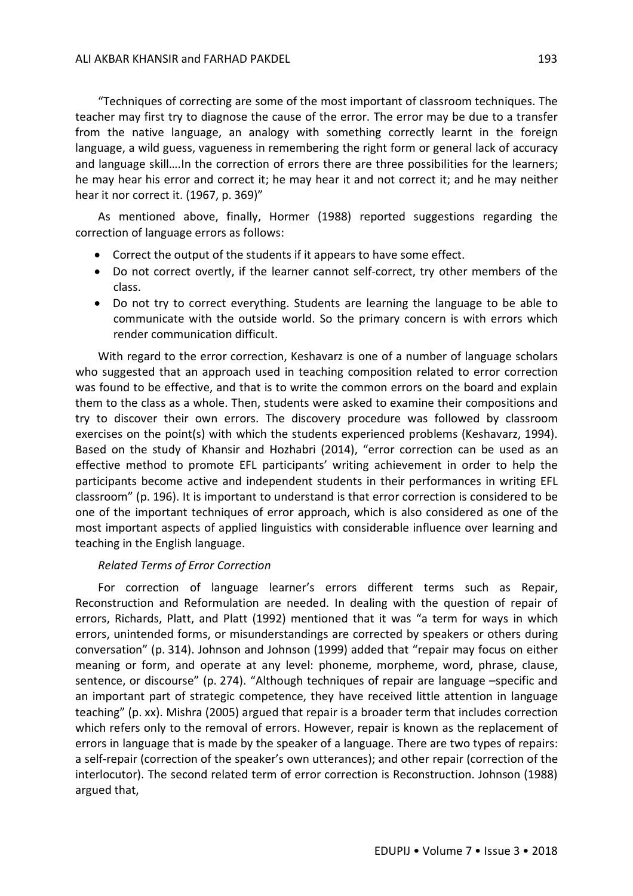"Techniques of correcting are some of the most important of classroom techniques. The teacher may first try to diagnose the cause of the error. The error may be due to a transfer from the native language, an analogy with something correctly learnt in the foreign language, a wild guess, vagueness in remembering the right form or general lack of accuracy and language skill….In the correction of errors there are three possibilities for the learners; he may hear his error and correct it; he may hear it and not correct it; and he may neither hear it nor correct it. (1967, p. 369)"

As mentioned above, finally, Hormer (1988) reported suggestions regarding the correction of language errors as follows:

- Correct the output of the students if it appears to have some effect.
- Do not correct overtly, if the learner cannot self-correct, try other members of the class.
- Do not try to correct everything. Students are learning the language to be able to communicate with the outside world. So the primary concern is with errors which render communication difficult.

With regard to the error correction, Keshavarz is one of a number of language scholars who suggested that an approach used in teaching composition related to error correction was found to be effective, and that is to write the common errors on the board and explain them to the class as a whole. Then, students were asked to examine their compositions and try to discover their own errors. The discovery procedure was followed by classroom exercises on the point(s) with which the students experienced problems (Keshavarz, 1994). Based on the study of Khansir and Hozhabri (2014), "error correction can be used as an effective method to promote EFL participants' writing achievement in order to help the participants become active and independent students in their performances in writing EFL classroom" (p. 196). It is important to understand is that error correction is considered to be one of the important techniques of error approach, which is also considered as one of the most important aspects of applied linguistics with considerable influence over learning and teaching in the English language.

*Related Terms of Error Correction*

For correction of language learner's errors different terms such as Repair, Reconstruction and Reformulation are needed. In dealing with the question of repair of errors, Richards, Platt, and Platt (1992) mentioned that it was "a term for ways in which errors, unintended forms, or misunderstandings are corrected by speakers or others during conversation" (p. 314). Johnson and Johnson (1999) added that "repair may focus on either meaning or form, and operate at any level: phoneme, morpheme, word, phrase, clause, sentence, or discourse" (p. 274). "Although techniques of repair are language –specific and an important part of strategic competence, they have received little attention in language teaching" (p. xx). Mishra (2005) argued that repair is a broader term that includes correction which refers only to the removal of errors. However, repair is known as the replacement of errors in language that is made by the speaker of a language. There are two types of repairs: a self-repair (correction of the speaker's own utterances); and other repair (correction of the interlocutor). The second related term of error correction is Reconstruction. Johnson (1988) argued that,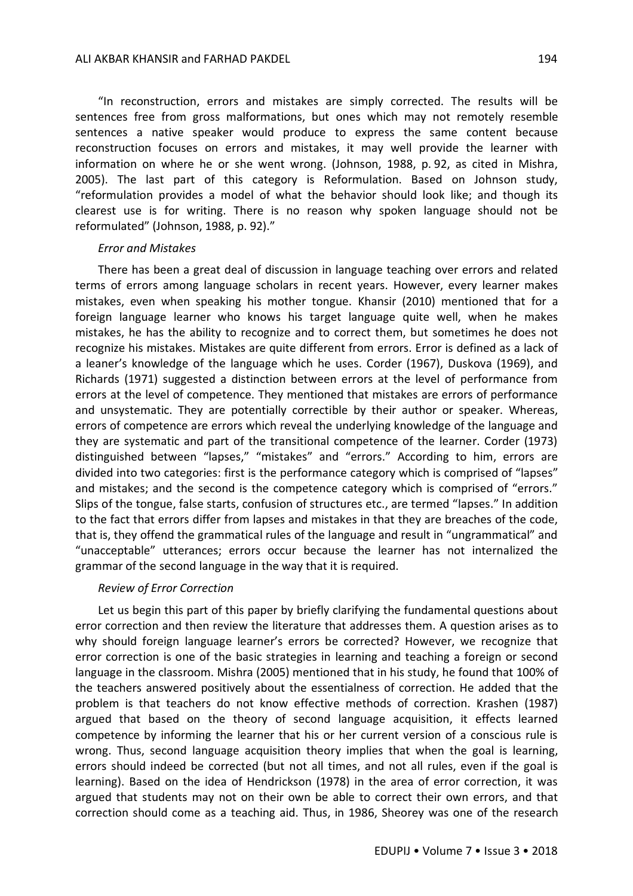"In reconstruction, errors and mistakes are simply corrected. The results will be sentences free from gross malformations, but ones which may not remotely resemble sentences a native speaker would produce to express the same content because reconstruction focuses on errors and mistakes, it may well provide the learner with information on where he or she went wrong. (Johnson, 1988, p. 92, as cited in Mishra, 2005). The last part of this category is Reformulation. Based on Johnson study, "reformulation provides a model of what the behavior should look like; and though its clearest use is for writing. There is no reason why spoken language should not be reformulated" (Johnson, 1988, p. 92)."

*Error and Mistakes*

There has been a great deal of discussion in language teaching over errors and related terms of errors among language scholars in recent years. However, every learner makes mistakes, even when speaking his mother tongue. Khansir (2010) mentioned that for a foreign language learner who knows his target language quite well, when he makes mistakes, he has the ability to recognize and to correct them, but sometimes he does not recognize his mistakes. Mistakes are quite different from errors. Error is defined as a lack of a leaner's knowledge of the language which he uses. Corder (1967), Duskova (1969), and Richards (1971) suggested a distinction between errors at the level of performance from errors at the level of competence. They mentioned that mistakes are errors of performance and unsystematic. They are potentially correctible by their author or speaker. Whereas, errors of competence are errors which reveal the underlying knowledge of the language and they are systematic and part of the transitional competence of the learner. Corder (1973) distinguished between "lapses," "mistakes" and "errors." According to him, errors are divided into two categories: first is the performance category which is comprised of "lapses" and mistakes; and the second is the competence category which is comprised of "errors." Slips of the tongue, false starts, confusion of structures etc., are termed "lapses." In addition to the fact that errors differ from lapses and mistakes in that they are breaches of the code, that is, they offend the grammatical rules of the language and result in "ungrammatical" and "unacceptable" utterances; errors occur because the learner has not internalized the grammar of the second language in the way that it is required.

*Review of Error Correction*

Let us begin this part of this paper by briefly clarifying the fundamental questions about error correction and then review the literature that addresses them. A question arises as to why should foreign language learner's errors be corrected? However, we recognize that error correction is one of the basic strategies in learning and teaching a foreign or second language in the classroom. Mishra (2005) mentioned that in his study, he found that 100% of the teachers answered positively about the essentialness of correction. He added that the problem is that teachers do not know effective methods of correction. Krashen (1987) argued that based on the theory of second language acquisition, it effects learned competence by informing the learner that his or her current version of a conscious rule is wrong. Thus, second language acquisition theory implies that when the goal is learning, errors should indeed be corrected (but not all times, and not all rules, even if the goal is learning). Based on the idea of Hendrickson (1978) in the area of error correction, it was argued that students may not on their own be able to correct their own errors, and that correction should come as a teaching aid. Thus, in 1986, Sheorey was one of the research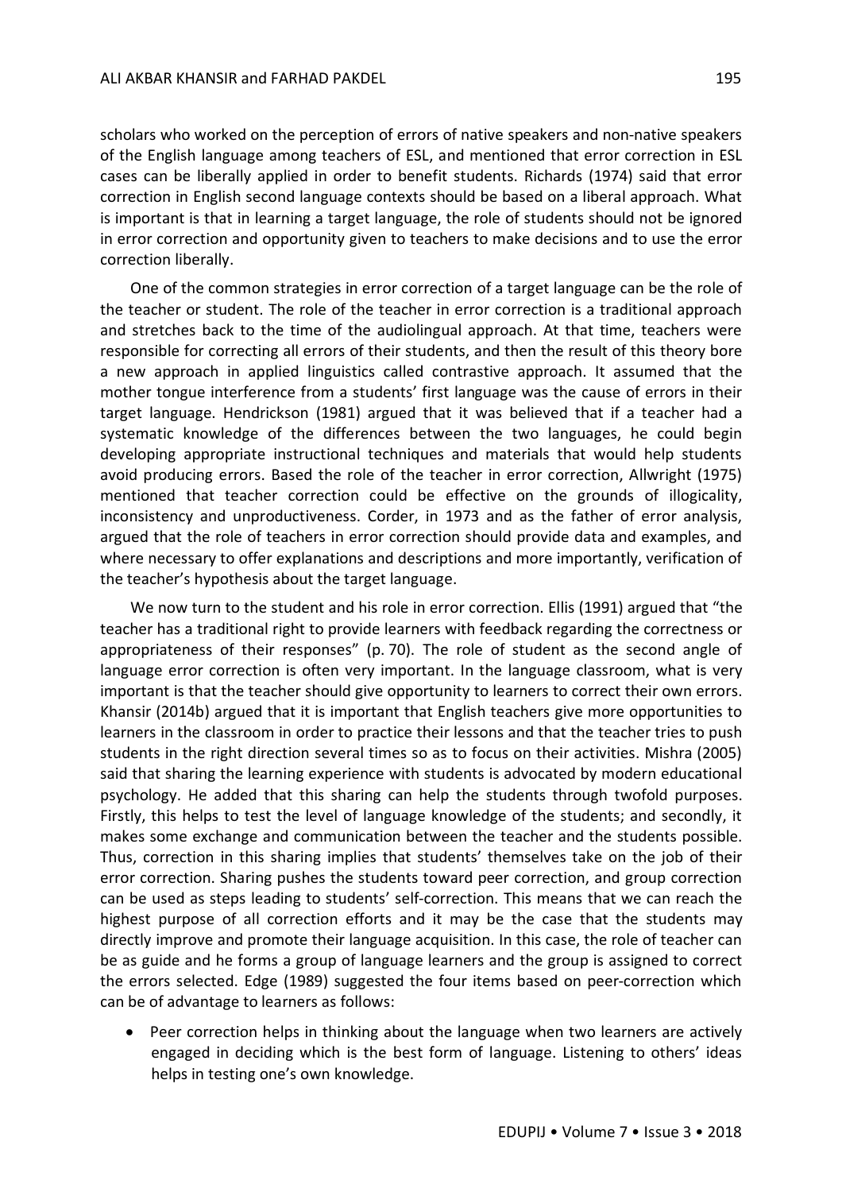scholars who worked on the perception of errors of native speakers and non-native speakers of the English language among teachers of ESL, and mentioned that error correction in ESL cases can be liberally applied in order to benefit students. Richards (1974) said that error correction in English second language contexts should be based on a liberal approach. What is important is that in learning a target language, the role of students should not be ignored in error correction and opportunity given to teachers to make decisions and to use the error correction liberally.

One of the common strategies in error correction of a target language can be the role of the teacher or student. The role of the teacher in error correction is a traditional approach and stretches back to the time of the audiolingual approach. At that time, teachers were responsible for correcting all errors of their students, and then the result of this theory bore a new approach in applied linguistics called contrastive approach. It assumed that the mother tongue interference from a students' first language was the cause of errors in their target language. Hendrickson (1981) argued that it was believed that if a teacher had a systematic knowledge of the differences between the two languages, he could begin developing appropriate instructional techniques and materials that would help students avoid producing errors. Based the role of the teacher in error correction, Allwright (1975) mentioned that teacher correction could be effective on the grounds of illogicality, inconsistency and unproductiveness. Corder, in 1973 and as the father of error analysis, argued that the role of teachers in error correction should provide data and examples, and where necessary to offer explanations and descriptions and more importantly, verification of the teacher's hypothesis about the target language.

We now turn to the student and his role in error correction. Ellis (1991) argued that "the teacher has a traditional right to provide learners with feedback regarding the correctness or appropriateness of their responses" (p. 70). The role of student as the second angle of language error correction is often very important. In the language classroom, what is very important is that the teacher should give opportunity to learners to correct their own errors. Khansir (2014b) argued that it is important that English teachers give more opportunities to learners in the classroom in order to practice their lessons and that the teacher tries to push students in the right direction several times so as to focus on their activities. Mishra (2005) said that sharing the learning experience with students is advocated by modern educational psychology. He added that this sharing can help the students through twofold purposes. Firstly, this helps to test the level of language knowledge of the students; and secondly, it makes some exchange and communication between the teacher and the students possible. Thus, correction in this sharing implies that students' themselves take on the job of their error correction. Sharing pushes the students toward peer correction, and group correction can be used as steps leading to students' self-correction. This means that we can reach the highest purpose of all correction efforts and it may be the case that the students may directly improve and promote their language acquisition. In this case, the role of teacher can be as guide and he forms a group of language learners and the group is assigned to correct the errors selected. Edge (1989) suggested the four items based on peer-correction which can be of advantage to learners as follows:

- Peer correction helps in thinking about the language when two learners are actively engaged in deciding which is the best form of language. Listening to others' ideas helps in testing one's own knowledge.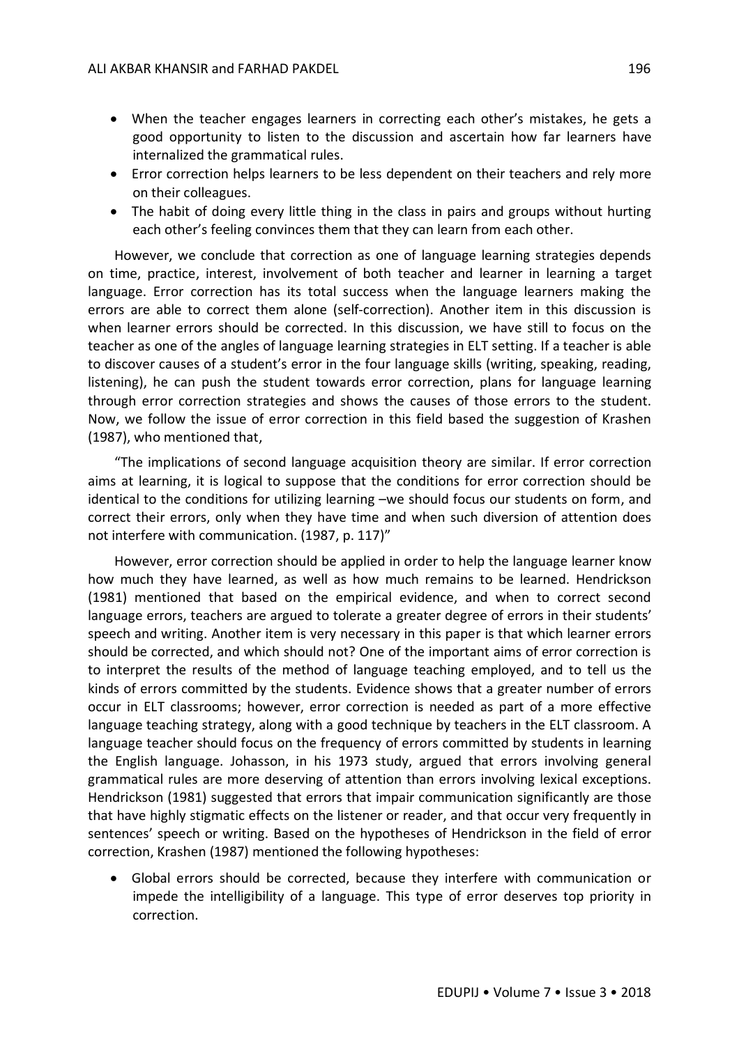- When the teacher engages learners in correcting each other's mistakes, he gets a good opportunity to listen to the discussion and ascertain how far learners have internalized the grammatical rules.
- Error correction helps learners to be less dependent on their teachers and rely more on their colleagues.
- The habit of doing every little thing in the class in pairs and groups without hurting each other's feeling convinces them that they can learn from each other.

However, we conclude that correction as one of language learning strategies depends on time, practice, interest, involvement of both teacher and learner in learning a target language. Error correction has its total success when the language learners making the errors are able to correct them alone (self-correction). Another item in this discussion is when learner errors should be corrected. In this discussion, we have still to focus on the teacher as one of the angles of language learning strategies in ELT setting. If a teacher is able to discover causes of a student's error in the four language skills (writing, speaking, reading, listening), he can push the student towards error correction, plans for language learning through error correction strategies and shows the causes of those errors to the student. Now, we follow the issue of error correction in this field based the suggestion of Krashen (1987), who mentioned that,

"The implications of second language acquisition theory are similar. If error correction aims at learning, it is logical to suppose that the conditions for error correction should be identical to the conditions for utilizing learning –we should focus our students on form, and correct their errors, only when they have time and when such diversion of attention does not interfere with communication. (1987, p. 117)"

However, error correction should be applied in order to help the language learner know how much they have learned, as well as how much remains to be learned. Hendrickson (1981) mentioned that based on the empirical evidence, and when to correct second language errors, teachers are argued to tolerate a greater degree of errors in their students' speech and writing. Another item is very necessary in this paper is that which learner errors should be corrected, and which should not? One of the important aims of error correction is to interpret the results of the method of language teaching employed, and to tell us the kinds of errors committed by the students. Evidence shows that a greater number of errors occur in ELT classrooms; however, error correction is needed as part of a more effective language teaching strategy, along with a good technique by teachers in the ELT classroom. A language teacher should focus on the frequency of errors committed by students in learning the English language. Johasson, in his 1973 study, argued that errors involving general grammatical rules are more deserving of attention than errors involving lexical exceptions. Hendrickson (1981) suggested that errors that impair communication significantly are those that have highly stigmatic effects on the listener or reader, and that occur very frequently in sentences' speech or writing. Based on the hypotheses of Hendrickson in the field of error correction, Krashen (1987) mentioned the following hypotheses:

- Global errors should be corrected, because they interfere with communication or impede the intelligibility of a language. This type of error deserves top priority in correction.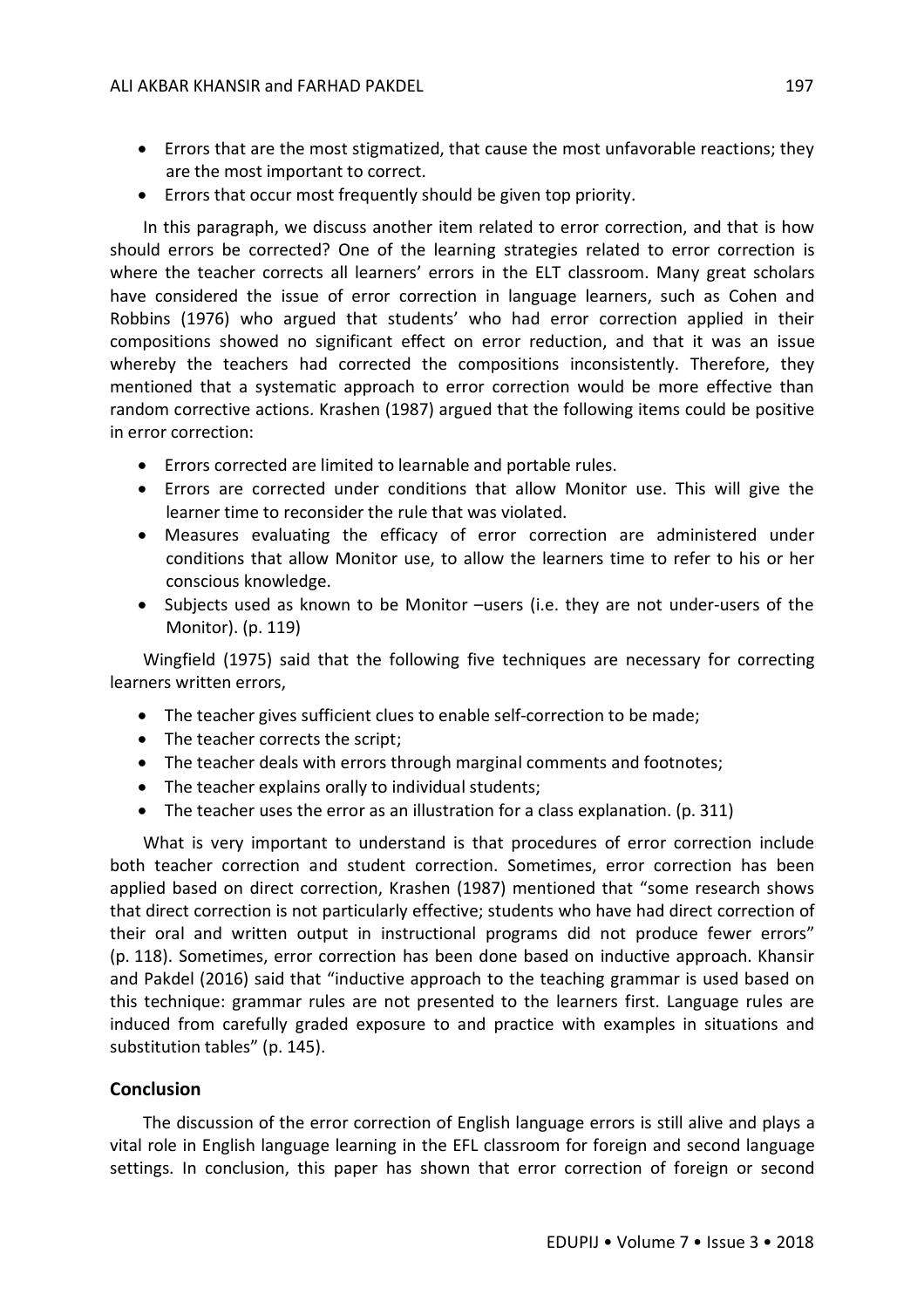- Errors that are the most stigmatized, that cause the most unfavorable reactions; they are the most important to correct.
- Errors that occur most frequently should be given top priority.

In this paragraph, we discuss another item related to error correction, and that is how should errors be corrected? One of the learning strategies related to error correction is where the teacher corrects all learners' errors in the ELT classroom. Many great scholars have considered the issue of error correction in language learners, such as Cohen and Robbins (1976) who argued that students' who had error correction applied in their compositions showed no significant effect on error reduction, and that it was an issue whereby the teachers had corrected the compositions inconsistently. Therefore, they mentioned that a systematic approach to error correction would be more effective than random corrective actions. Krashen (1987) argued that the following items could be positive in error correction:

- Errors corrected are limited to learnable and portable rules.
- Errors are corrected under conditions that allow Monitor use. This will give the learner time to reconsider the rule that was violated.
- Measures evaluating the efficacy of error correction are administered under conditions that allow Monitor use, to allow the learners time to refer to his or her conscious knowledge.
- Subjects used as known to be Monitor –users (i.e. they are not under-users of the Monitor). (p. 119)

Wingfield (1975) said that the following five techniques are necessary for correcting learners written errors,

- The teacher gives sufficient clues to enable self-correction to be made;
- The teacher corrects the script;
- The teacher deals with errors through marginal comments and footnotes;
- The teacher explains orally to individual students;
- The teacher uses the error as an illustration for a class explanation. (p. 311)

What is very important to understand is that procedures of error correction include both teacher correction and student correction. Sometimes, error correction has been applied based on direct correction, Krashen (1987) mentioned that "some research shows that direct correction is not particularly effective; students who have had direct correction of their oral and written output in instructional programs did not produce fewer errors" (p. 118). Sometimes, error correction has been done based on inductive approach. Khansir and Pakdel (2016) said that "inductive approach to the teaching grammar is used based on this technique: grammar rules are not presented to the learners first. Language rules are induced from carefully graded exposure to and practice with examples in situations and substitution tables" (p. 145).

## Conclusion

The discussion of the error correction of English language errors is still alive and plays a vital role in English language learning in the EFL classroom for foreign and second language settings. In conclusion, this paper has shown that error correction of foreign or second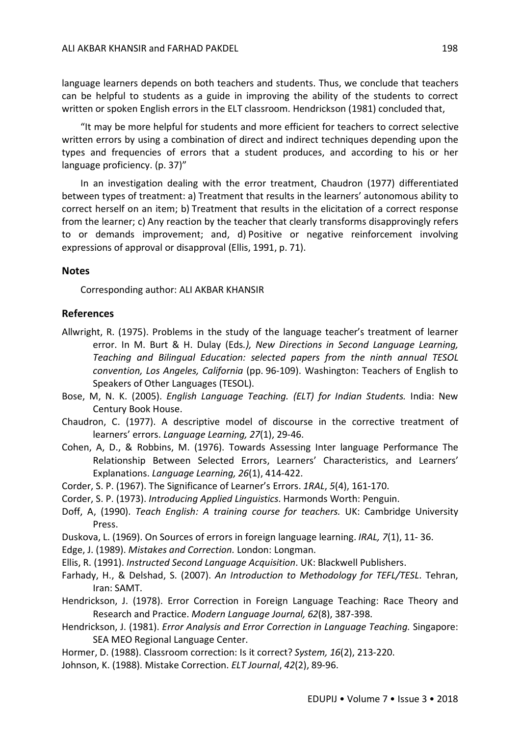language learners depends on both teachers and students. Thus, we conclude that teachers can be helpful to students as a guide in improving the ability of the students to correct written or spoken English errors in the ELT classroom. Hendrickson (1981) concluded that,

"It may be more helpful for students and more efficient for teachers to correct selective written errors by using a combination of direct and indirect techniques depending upon the types and frequencies of errors that a student produces, and according to his or her language proficiency. (p. 37)"

In an investigation dealing with the error treatment, Chaudron (1977) differentiated between types of treatment: a) Treatment that results in the learners' autonomous ability to correct herself on an item; b) Treatment that results in the elicitation of a correct response from the learner; c) Any reaction by the teacher that clearly transforms disapprovingly refers to or demands improvement; and, d) Positive or negative reinforcement involving expressions of approval or disapproval (Ellis, 1991, p. 71).

## Notes

Corresponding author: ALI AKBAR KHANSIR

## References

Allwright, R. (1975). Problems in the study of the language teacher's treatment of learner error. In M. Burt & H. Dulay (Eds*.), New Directions in Second Language Learning, Teaching and Bilingual Education: selected papers from the ninth annual TESOL convention, Los Angeles, California* (pp. 96-109). Washington: Teachers of English to Speakers of Other Languages (TESOL).

Bose, M, N. K. (2005). *English Language Teaching. (ELT) for Indian Students.* India: New Century Book House.

Chaudron, C. (1977). A descriptive model of discourse in the corrective treatment of learners' errors. *Language Learning, 27*(1), 29-46.

Cohen, A, D., & Robbins, M. (1976). Towards Assessing Inter language Performance The Relationship Between Selected Errors, Learners' Characteristics, and Learners' Explanations. *Language Learning, 26*(1), 414-422.

Corder, S. P. (1967). The Significance of Learner's Errors. *1RAL*, *5*(4), 161-170.

Corder, S. P. (1973). *Introducing Applied Linguistics*. Harmonds Worth: Penguin.

Doff, A, (1990). *Teach English: A training course for teachers.* UK: Cambridge University Press.

Duskova, L. (1969). On Sources of errors in foreign language learning. *IRAL, 7*(1), 11- 36.

Edge, J. (1989). *Mistakes and Correction.* London: Longman.

Ellis, R. (1991). *Instructed Second Language Acquisition*. UK: Blackwell Publishers.

Farhady, H., & Delshad, S. (2007). *An Introduction to Methodology for TEFL/TESL*. Tehran, Iran: SAMT.

Hendrickson, J. (1978). Error Correction in Foreign Language Teaching: Race Theory and Research and Practice. *Modern Language Journal, 62*(8), 387-398.

Hendrickson, J. (1981). *Error Analysis and Error Correction in Language Teaching.* Singapore: SEA MEO Regional Language Center.

Hormer, D. (1988). Classroom correction: Is it correct? *System, 16*(2), 213-220.

Johnson, K. (1988). Mistake Correction. *ELT Journal*, *42*(2), 89-96.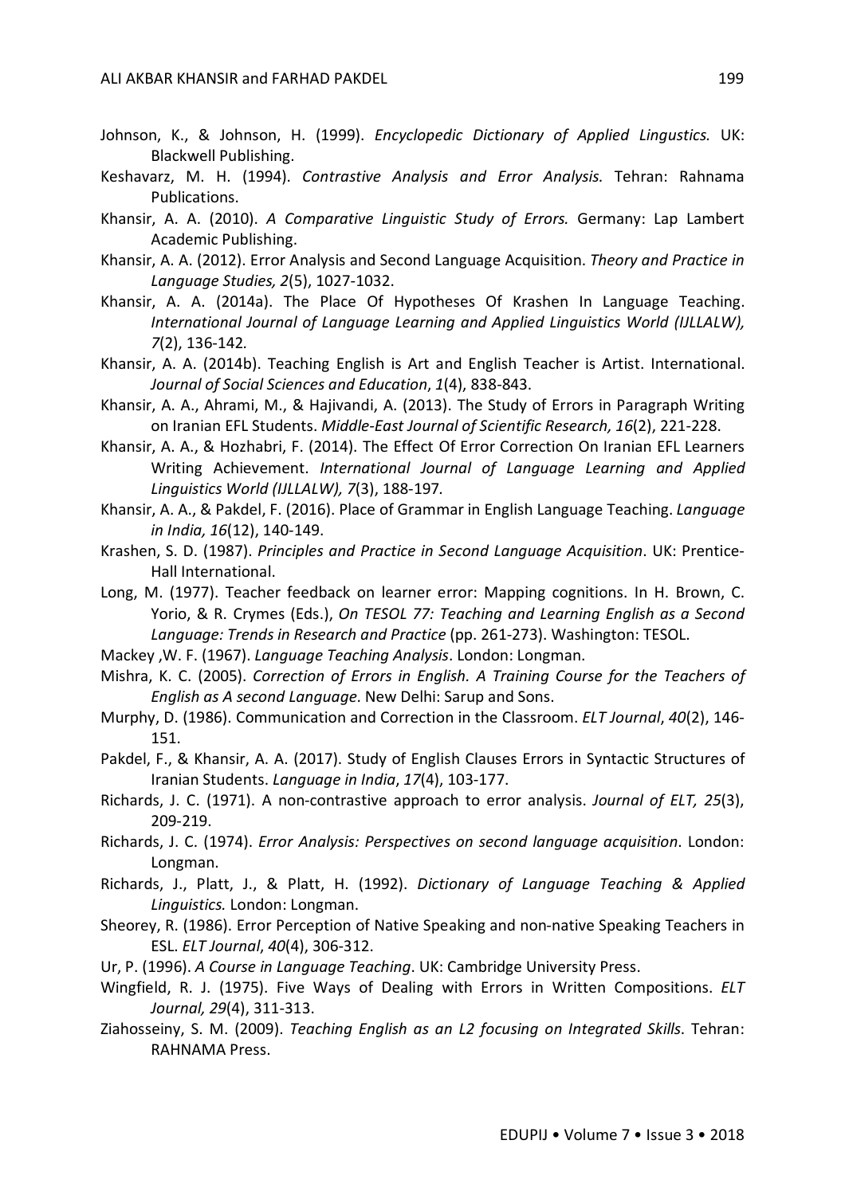Johnson, K., & Johnson, H. (1999). *Encyclopedic Dictionary of Applied Lingustics.* UK: Blackwell Publishing.

Keshavarz, M. H. (1994). *Contrastive Analysis and Error Analysis.* Tehran: Rahnama Publications.

Khansir, A. A. (2010). *A Comparative Linguistic Study of Errors.* Germany: Lap Lambert Academic Publishing.

Khansir, A. A. (2012). Error Analysis and Second Language Acquisition. *Theory and Practice in Language Studies, 2*(5), 1027-1032.

Khansir, A. A. (2014a). The Place Of Hypotheses Of Krashen In Language Teaching. *International Journal of Language Learning and Applied Linguistics World (IJLLALW), 7*(2), 136-142.

Khansir, A. A. (2014b). Teaching English is Art and English Teacher is Artist. International. *Journal of Social Sciences and Education*, *1*(4), 838-843.

Khansir, A. A., Ahrami, M., & Hajivandi, A. (2013). The Study of Errors in Paragraph Writing on Iranian EFL Students. *Middle-East Journal of Scientific Research, 16*(2), 221-228.

Khansir, A. A., & Hozhabri, F. (2014). The Effect Of Error Correction On Iranian EFL Learners Writing Achievement. *International Journal of Language Learning and Applied Linguistics World (IJLLALW), 7*(3), 188-197.

Khansir, A. A., & Pakdel, F. (2016). Place of Grammar in English Language Teaching. *Language in India, 16*(12), 140-149.

Krashen, S. D. (1987). *Principles and Practice in Second Language Acquisition*. UK: Prentice-Hall International.

Long, M. (1977). Teacher feedback on learner error: Mapping cognitions. In H. Brown, C. Yorio, & R. Crymes (Eds.), *On TESOL 77: Teaching and Learning English as a Second Language: Trends in Research and Practice* (pp. 261-273). Washington: TESOL.

Mackey ,W. F. (1967). *Language Teaching Analysis*. London: Longman.

Mishra, K. C. (2005). *Correction of Errors in English. A Training Course for the Teachers of English as A second Language*. New Delhi: Sarup and Sons.

Murphy, D. (1986). Communication and Correction in the Classroom. *ELT Journal*, *40*(2), 146-151.

Pakdel, F., & Khansir, A. A. (2017). Study of English Clauses Errors in Syntactic Structures of Iranian Students. *Language in India*, *17*(4), 103-177.

Richards, J. C. (1971). A non-contrastive approach to error analysis. *Journal of ELT, 25*(3), 209-219.

Richards, J. C. (1974). *Error Analysis: Perspectives on second language acquisition*. London: Longman.

Richards, J., Platt, J., & Platt, H. (1992). *Dictionary of Language Teaching & Applied Linguistics.* London: Longman.

Sheorey, R. (1986). Error Perception of Native Speaking and non-native Speaking Teachers in ESL. *ELT Journal*, *40*(4), 306-312.

Ur, P. (1996). *A Course in Language Teaching*. UK: Cambridge University Press.

Wingfield, R. J. (1975). Five Ways of Dealing with Errors in Written Compositions. *ELT Journal, 29*(4), 311-313.

Ziahosseiny, S. M. (2009). *Teaching English as an L2 focusing on Integrated Skills*. Tehran: RAHNAMA Press.